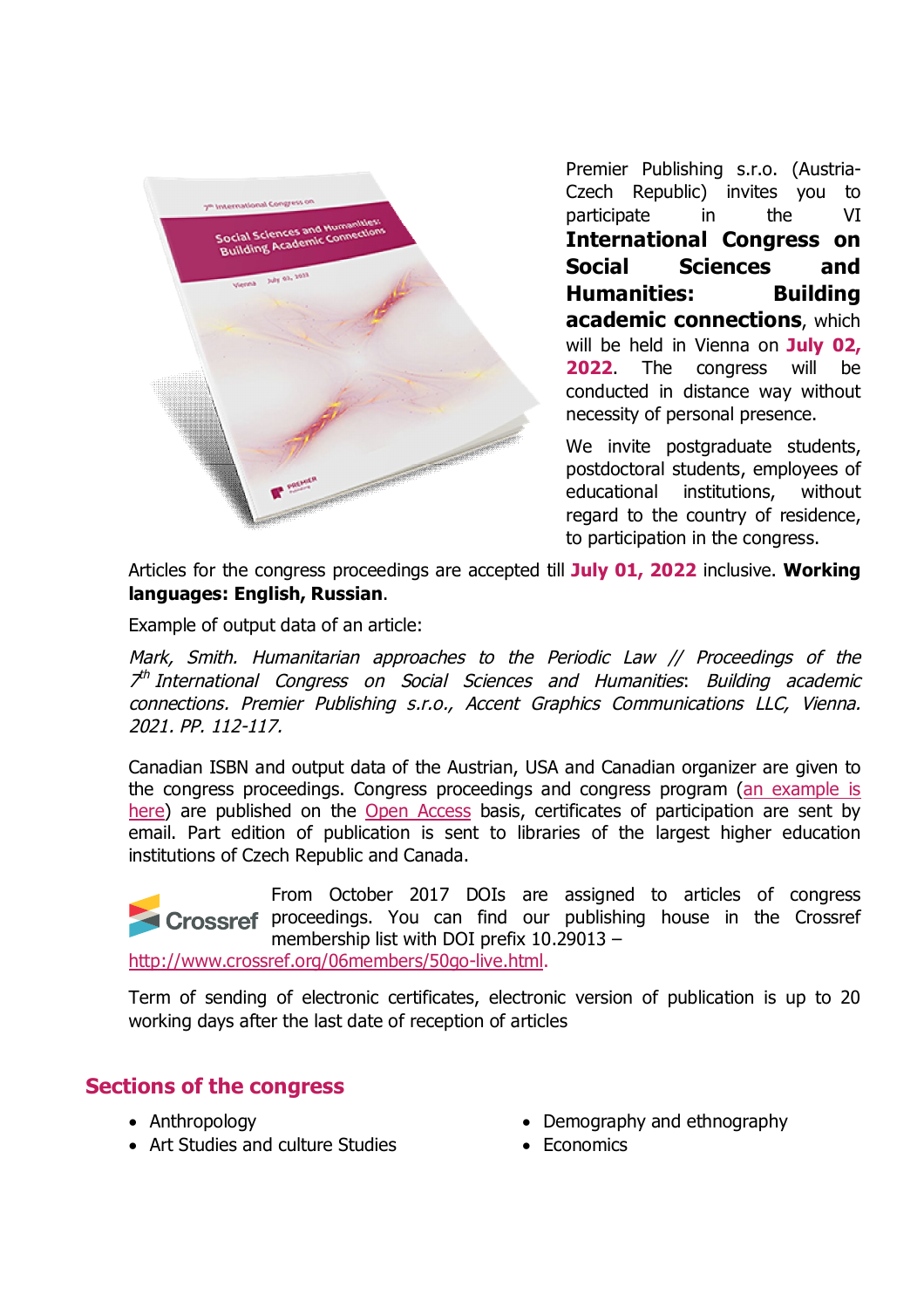Premier Publishing s.r.o. (Austria-Czech Republic) invites you to participate in the VI **International Congress on Social Sciences and Humanities: Building academic connections**, which will be held in Vienna on **July 02, 2022**. The congress will be conducted in distance way without necessity of personal presence.

We invite postgraduate students, postdoctoral students, employees of educational institutions, without regard to the country of residence, to participation in the congress.

Articles for the congress proceedings are accepted till **July 01, 2022** inclusive. **Working languages: English, Russian**.

Example of output data of an article:

*Mark, Smith. Humanitarian approaches to the Periodic Law // Proceedings of the 7th International Congress on Social Sciences and Humanities: Building academic connections. Premier Publishing s.r.o., Accent Graphics Communications LLC, Vienna. 2021. PP. 112-117.*

Canadian ISBN and output data of the Austrian, USA and Canadian organizer are given to the congress proceedings. Congress proceedings and congress program (an example is here) are published on the Open Access basis, certificates of participation are sent by email. Part edition of publication is sent to libraries of the largest higher education institutions of Czech Republic and Canada.

From October 2017 DOIs are assigned to articles of congress proceedings. You can find our publishing house in the Crossref membership list with DOI prefix 10.29013 – http://www.crossref.org/06members/50go-live.html.

Term of sending of electronic certificates, electronic version of publication is up to 20 working days after the last date of reception of articles

## Sections of the congress

- Anthropology
- Art Studies and culture Studies
- Demography and ethnography
- Economics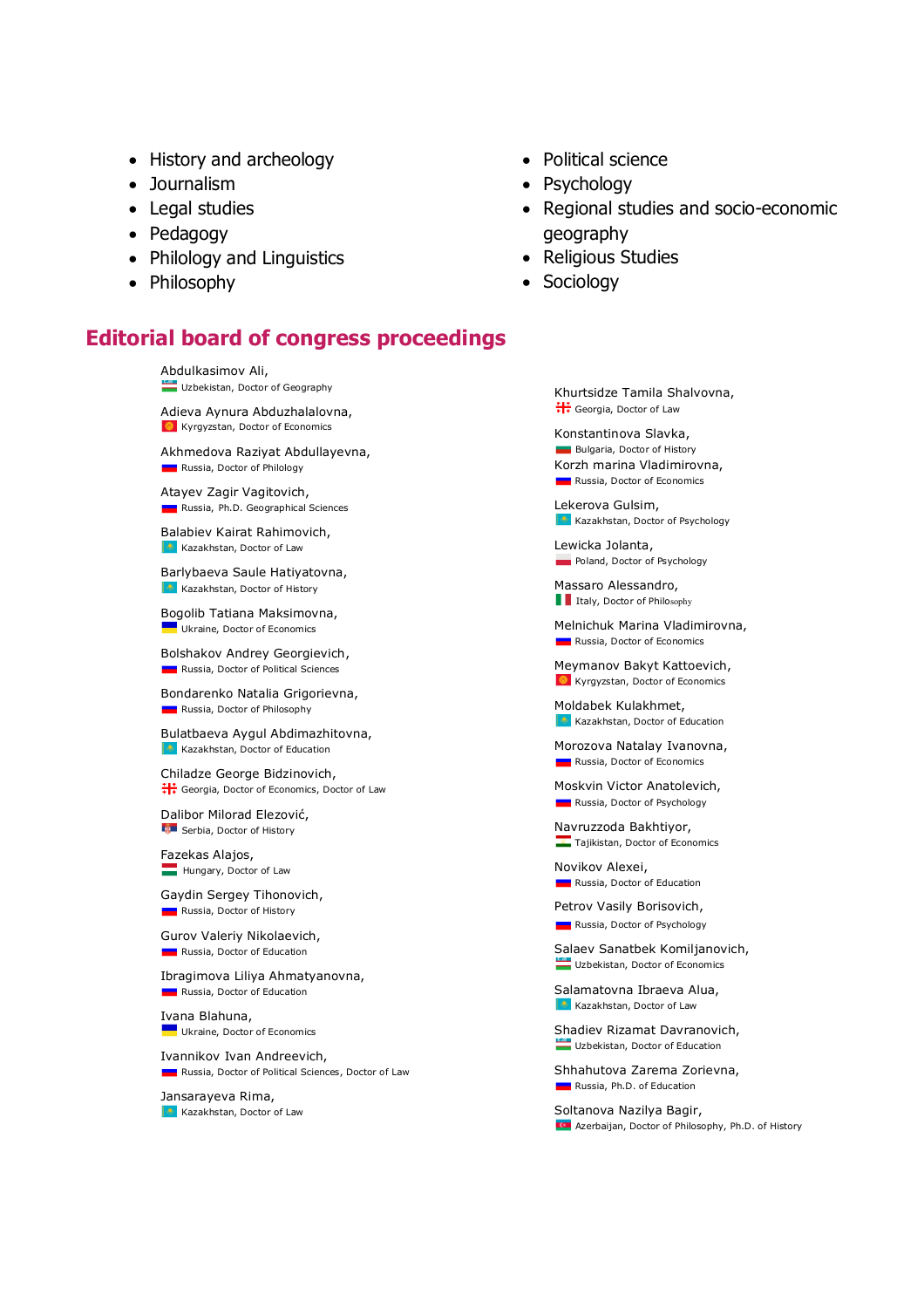- History and archeology
- Journalism
- Legal studies
- Pedagogy
- Philology and Linguistics
- Philosophy
- Political science
- Psychology
- Regional studies and socio-economic geography
- Religious Studies
- Sociology

## Editorial board of congress proceedings

Abdulkasimov Ali,
Uzbekistan, Doctor of Geography

Adieva Aynura Abduzhalalovna,
Kyrgyzstan, Doctor of Economics

Akhmedova Raziyat Abdullayevna,
Russia, Doctor of Philology

Atayev Zagir Vagitovich,
Russia, Ph.D. Geographical Sciences

Balabiev Kairat Rahimovich,
Kazakhstan, Doctor of Law

Barlybaeva Saule Hatiyatovna,
Kazakhstan, Doctor of History

Bogolib Tatiana Maksimovna,
Ukraine, Doctor of Economics

Bolshakov Andrey Georgievich,
Russia, Doctor of Political Sciences

Bondarenko Natalia Grigorievna,
Russia, Doctor of Philosophy

Bulatbaeva Aygul Abdimazhitovna,
Kazakhstan, Doctor of Education

Chiladze George Bidzinovich,
Georgia, Doctor of Economics, Doctor of Law

Dalibor Milorad Elezović,
Serbia, Doctor of History

Fazekas Alajos,
Hungary, Doctor of Law

Gaydin Sergey Tihonovich,
Russia, Doctor of History

Gurov Valeriy Nikolaevich,
Russia, Doctor of Education

Ibragimova Liliya Ahmatyanovna,
Russia, Doctor of Education

Ivana Blahuna,
Ukraine, Doctor of Economics

Ivannikov Ivan Andreevich,
Russia, Doctor of Political Sciences, Doctor of Law

Jansarayeva Rima,
Kazakhstan, Doctor of Law

Khurtsidze Tamila Shalvovna,
Georgia, Doctor of Law

Konstantinova Slavka,
Bulgaria, Doctor of History

Korzh marina Vladimirovna,
Russia, Doctor of Economics

Lekerova Gulsim,
Kazakhstan, Doctor of Psychology

Lewicka Jolanta,
Poland, Doctor of Psychology

Massaro Alessandro,
Italy, Doctor of Philosophy

Melnichuk Marina Vladimirovna,
Russia, Doctor of Economics

Meymanov Bakyt Kattoevich,
Kyrgyzstan, Doctor of Economics

Moldabek Kulakhmet,
Kazakhstan, Doctor of Education

Morozova Natalay Ivanovna,
Russia, Doctor of Economics

Moskvin Victor Anatolevich,
Russia, Doctor of Psychology

Navruzzoda Bakhtiyor,
Tajikistan, Doctor of Economics

Novikov Alexei,
Russia, Doctor of Education

Petrov Vasily Borisovich,
Russia, Doctor of Psychology

Salaev Sanatbek Komiljanovich,
Uzbekistan, Doctor of Economics

Salamatovna Ibraeva Alua,
Kazakhstan, Doctor of Law

Shadiev Rizamat Davranovich,
Uzbekistan, Doctor of Education

Shhahutova Zarema Zorievna,
Russia, Ph.D. of Education

Soltanova Nazilya Bagir,
Azerbaijan, Doctor of Philosophy, Ph.D. of History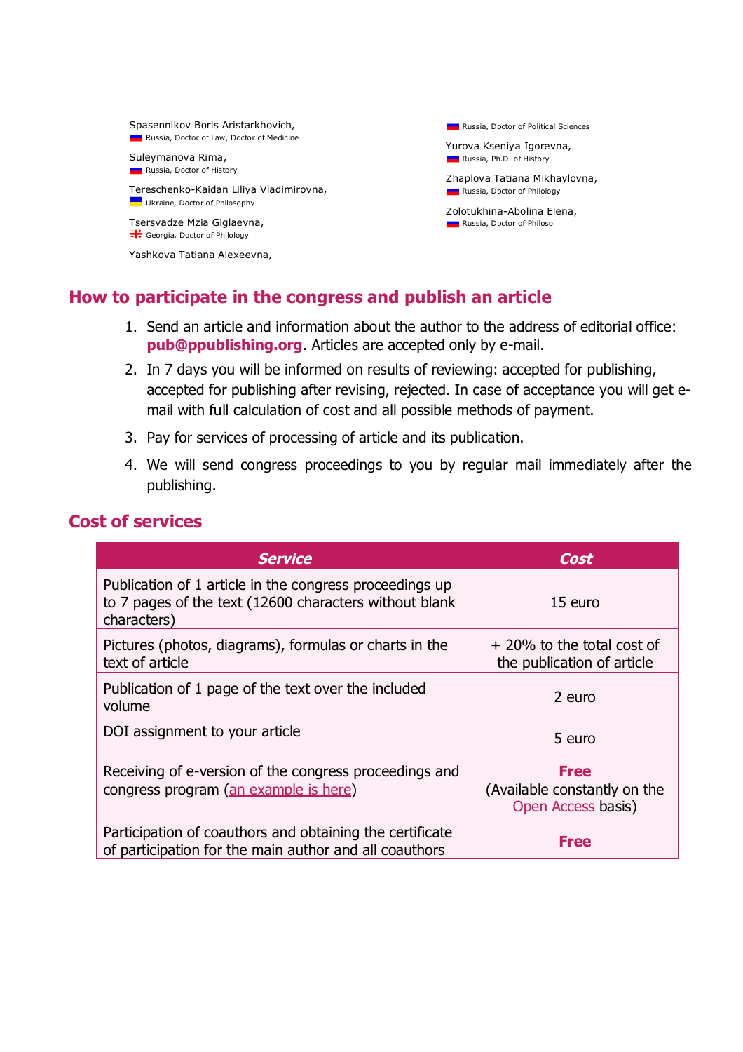Spasennikov Boris Aristarkhovich,
Russia, Doctor of Law, Doctor of Medicine

Suleymanova Rima,
Russia, Doctor of History

Tereschenko-Kaidan Liliya Vladimirovna,
Ukraine, Doctor of Philosophy

Tsersvadze Mzia Giglaevna,
Georgia, Doctor of Philology

Yashkova Tatiana Alexeevna,
Russia, Doctor of Political Sciences

Yurova Kseniya Igorevna,
Russia, Ph.D. of History

Zhaplova Tatiana Mikhaylovna,
Russia, Doctor of Philology

Zolotukhina-Abolina Elena,
Russia, Doctor of Philoso

## How to participate in the congress and publish an article

1. Send an article and information about the author to the address of editorial office: **pub@ppublishing.org**. Articles are accepted only by e-mail.
2. In 7 days you will be informed on results of reviewing: accepted for publishing, accepted for publishing after revising, rejected. In case of acceptance you will get e-mail with full calculation of cost and all possible methods of payment.
3. Pay for services of processing of article and its publication.
4. We will send congress proceedings to you by regular mail immediately after the publishing.

## Cost of services

| *Service* | *Cost* |
| --- | --- |
| Publication of 1 article in the congress proceedings up to 7 pages of the text (12600 characters without blank characters) | 15 euro |
| Pictures (photos, diagrams), formulas or charts in the text of article | + 20% to the total cost of the publication of article |
| Publication of 1 page of the text over the included volume | 2 euro |
| DOI assignment to your article | 5 euro |
| Receiving of e-version of the congress proceedings and congress program (an example is here) | **Free** (Available constantly on the Open Access basis) |
| Participation of coauthors and obtaining the certificate of participation for the main author and all coauthors | **Free** |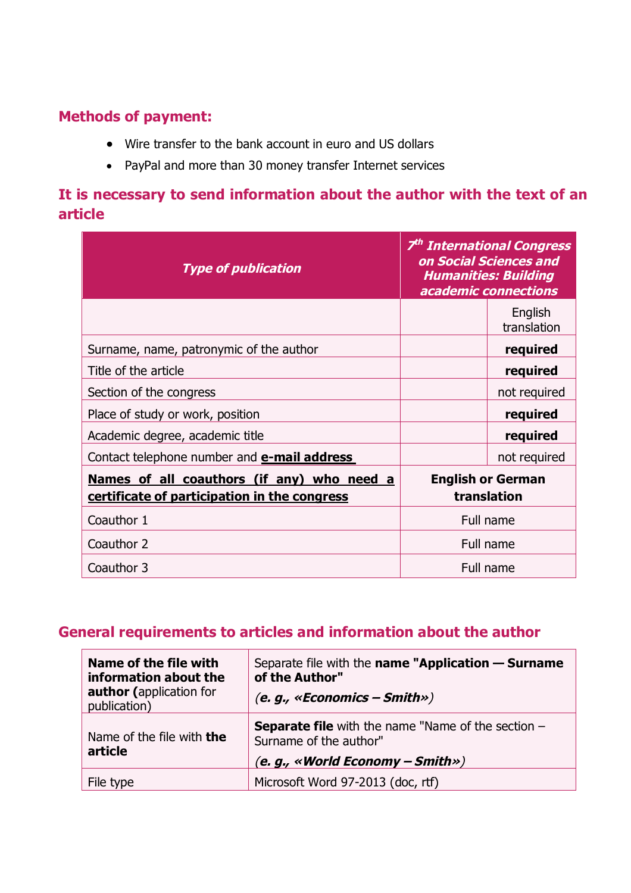## Methods of payment:

- Wire transfer to the bank account in euro and US dollars
- PayPal and more than 30 money transfer Internet services

## It is necessary to send information about the author with the text of an article

| ***Type of publication*** | ***7th International Congress on Social Sciences and Humanities: Building academic connections*** | |
|---|---|---|
| | | English translation |
| Surname, name, patronymic of the author | | **required** |
| Title of the article | | **required** |
| Section of the congress | | not required |
| Place of study or work, position | | **required** |
| Academic degree, academic title | | **required** |
| Contact telephone number and **e-mail address** | | not required |
| **Names of all coauthors (if any) who need a certificate of participation in the congress** | **English or German translation** | |
| Coauthor 1 | Full name | |
| Coauthor 2 | Full name | |
| Coauthor 3 | Full name | |

## General requirements to articles and information about the author

| | |
|---|---|
| **Name of the file with information about the author (**application for publication) | Separate file with the **name "Application — Surname of the Author"** *(**e. g., «Economics – Smith»**)* |
| Name of the file with **the article** | **Separate file** with the name "Name of the section – Surname of the author" *(**e. g., «World Economy – Smith»**)* |
| File type | Microsoft Word 97-2013 (doc, rtf) |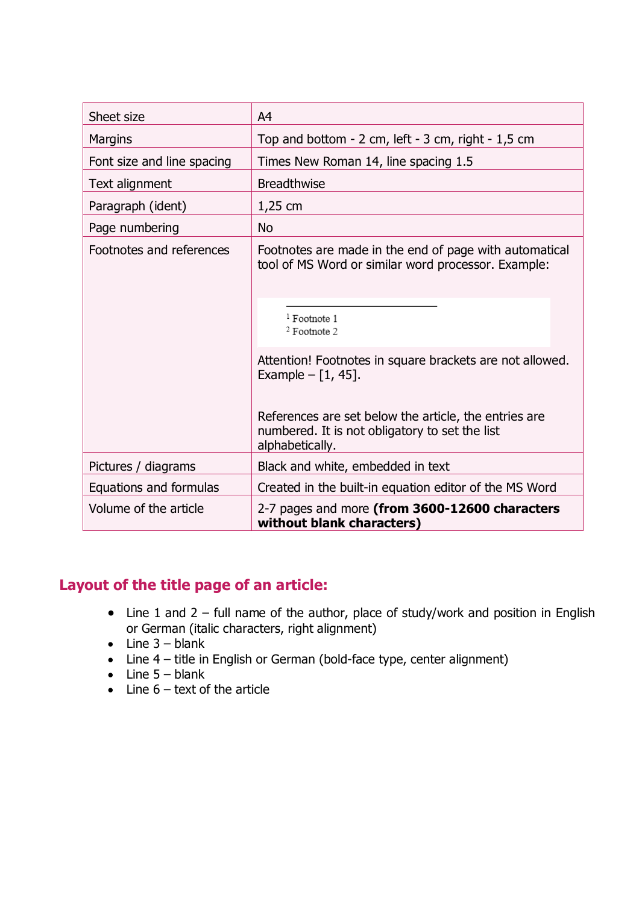| Sheet size | A4 |
|---|---|
| Margins | Top and bottom - 2 cm, left - 3 cm, right - 1,5 cm |
| Font size and line spacing | Times New Roman 14, line spacing 1.5 |
| Text alignment | Breadthwise |
| Paragraph (ident) | 1,25 cm |
| Page numbering | No |
| Footnotes and references | Footnotes are made in the end of page with automatical tool of MS Word or similar word processor. Example:<br><br>[1] Footnote 1<br>[2] Footnote 2<br><br>Attention! Footnotes in square brackets are not allowed. Example – [1, 45].<br><br>References are set below the article, the entries are numbered. It is not obligatory to set the list alphabetically. |
| Pictures / diagrams | Black and white, embedded in text |
| Equations and formulas | Created in the built-in equation editor of the MS Word |
| Volume of the article | 2-7 pages and more **(from 3600-12600 characters without blank characters)** |

## Layout of the title page of an article:

- Line 1 and 2 – full name of the author, place of study/work and position in English or German (italic characters, right alignment)
- Line 3 – blank
- Line 4 – title in English or German (bold-face type, center alignment)
- Line 5 – blank
- Line 6 – text of the article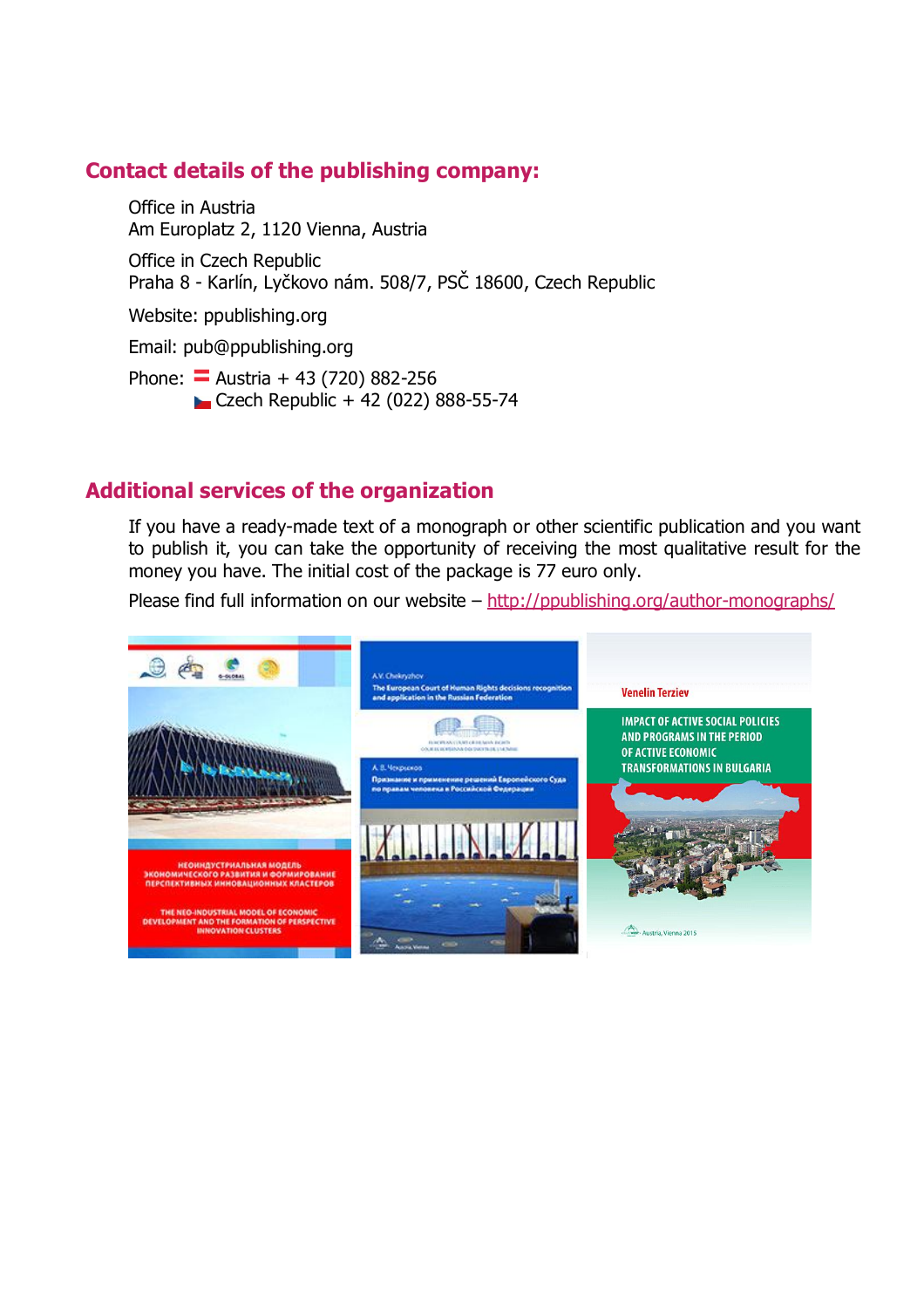## Contact details of the publishing company:

Office in Austria
Am Europlatz 2, 1120 Vienna, Austria

Office in Czech Republic
Praha 8 - Karlín, Lyčkovo nám. 508/7, PSČ 18600, Czech Republic

Website: ppublishing.org

Email: pub@ppublishing.org

Phone: Austria + 43 (720) 882-256
Czech Republic + 42 (022) 888-55-74

## Additional services of the organization

If you have a ready-made text of a monograph or other scientific publication and you want to publish it, you can take the opportunity of receiving the most qualitative result for the money you have. The initial cost of the package is 77 euro only.

Please find full information on our website – http://ppublishing.org/author-monographs/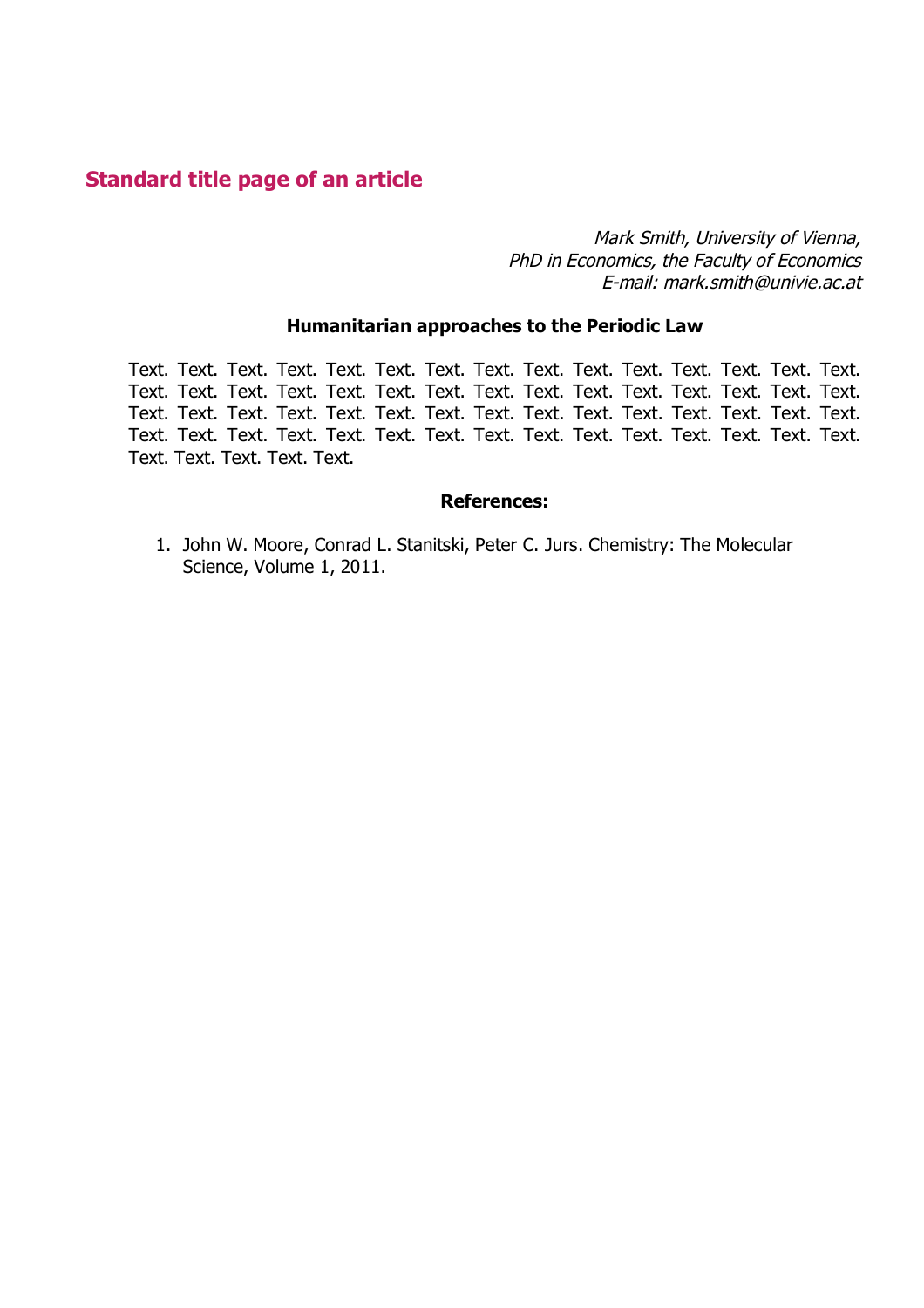## Standard title page of an article

*Mark Smith, University of Vienna,*
*PhD in Economics, the Faculty of Economics*
*E-mail: mark.smith@univie.ac.at*

**Humanitarian approaches to the Periodic Law**

Text. Text. Text. Text. Text. Text. Text. Text. Text. Text. Text. Text. Text. Text. Text. Text. Text. Text. Text. Text. Text. Text. Text. Text. Text. Text. Text. Text. Text. Text. Text. Text. Text. Text. Text. Text. Text. Text. Text. Text. Text. Text. Text. Text. Text. Text. Text. Text. Text. Text. Text. Text. Text. Text. Text. Text. Text. Text. Text. Text. Text. Text. Text. Text. Text.

**References:**

1. John W. Moore, Conrad L. Stanitski, Peter C. Jurs. Chemistry: The Molecular Science, Volume 1, 2011.